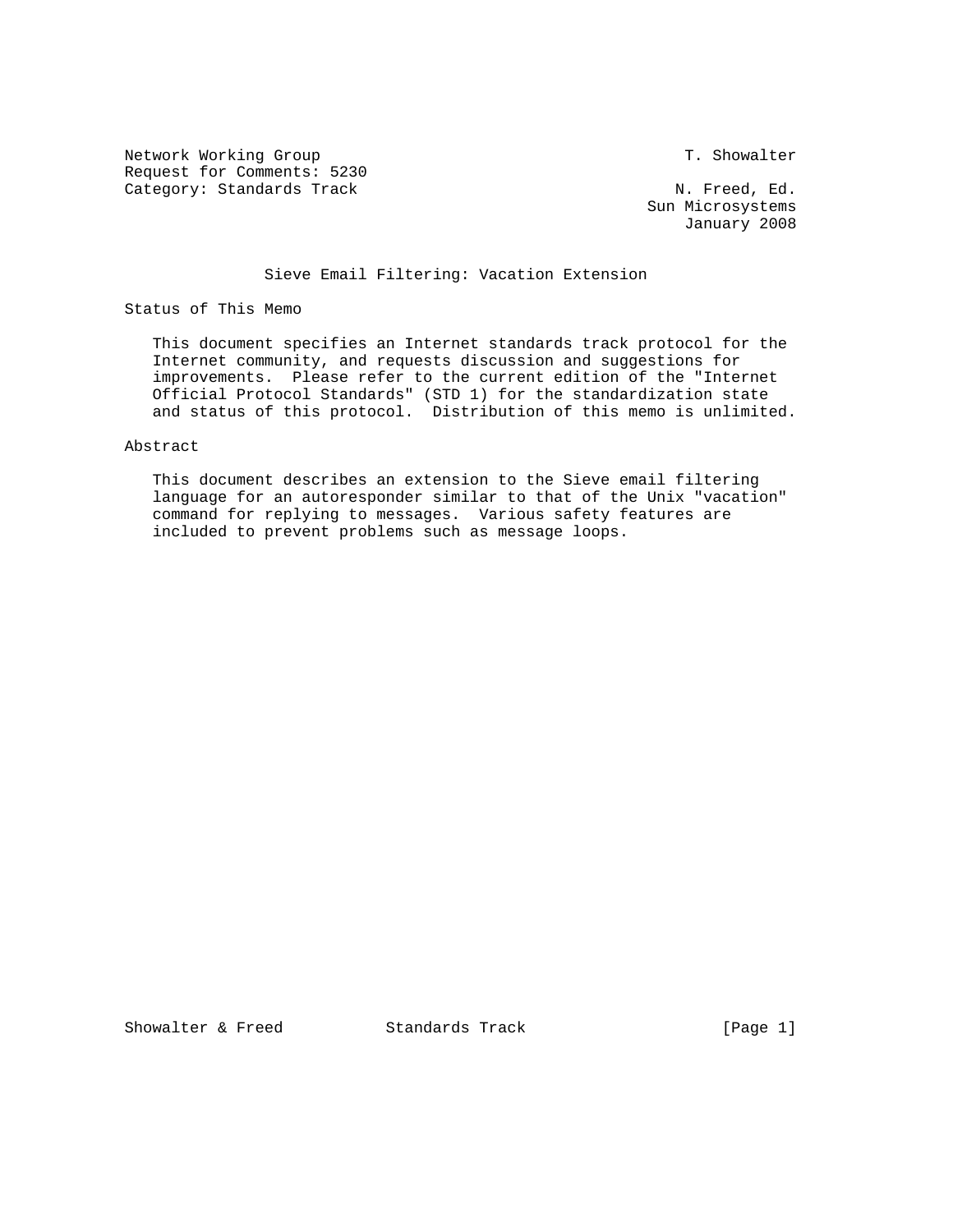Network Working Group T. Showalter
Request for Comments: 5230
Category: Standards Track N. Freed, Ed.
Sun Microsystems
January 2008

# Sieve Email Filtering: Vacation Extension

## Status of This Memo

This document specifies an Internet standards track protocol for the Internet community, and requests discussion and suggestions for improvements. Please refer to the current edition of the "Internet Official Protocol Standards" (STD 1) for the standardization state and status of this protocol. Distribution of this memo is unlimited.

## Abstract

This document describes an extension to the Sieve email filtering language for an autoresponder similar to that of the Unix "vacation" command for replying to messages. Various safety features are included to prevent problems such as message loops.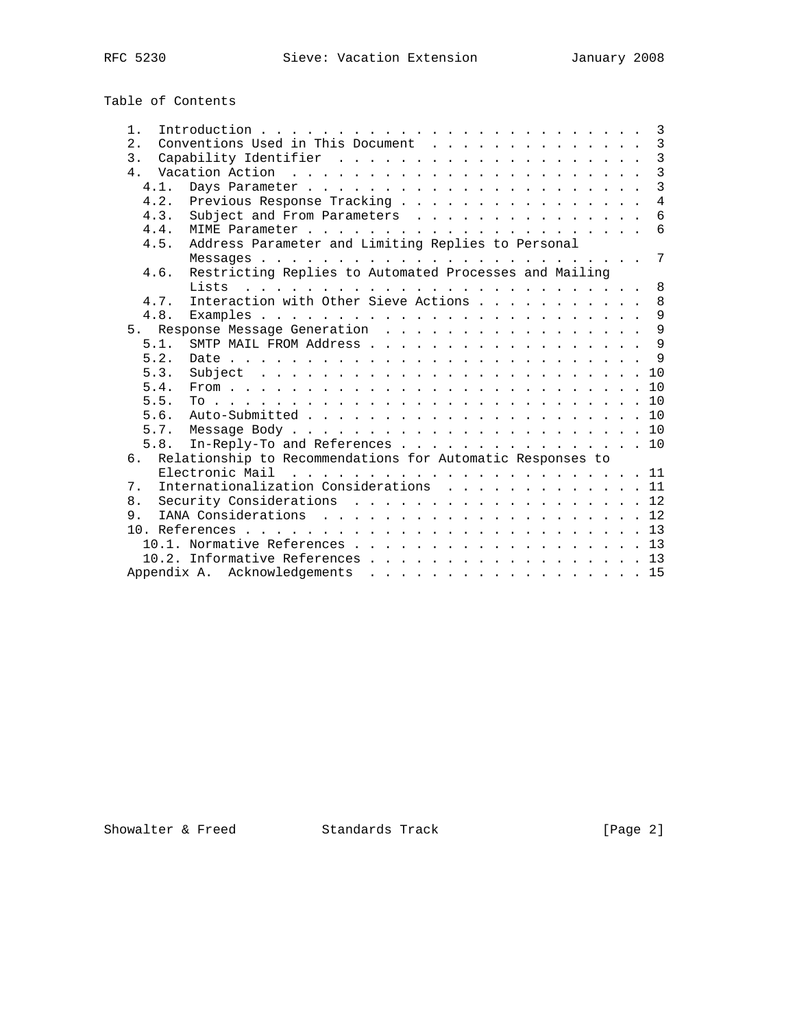Table of Contents

```
   1.  Introduction . . . . . . . . . . . . . . . . . . . . . . . . .  3
   2.  Conventions Used in This Document  . . . . . . . . . . . . . .  3
   3.  Capability Identifier  . . . . . . . . . . . . . . . . . . . .  3
   4.  Vacation Action  . . . . . . . . . . . . . . . . . . . . . . .  3
     4.1.  Days Parameter . . . . . . . . . . . . . . . . . . . . . .  3
     4.2.  Previous Response Tracking . . . . . . . . . . . . . . . .  4
     4.3.  Subject and From Parameters  . . . . . . . . . . . . . . .  6
     4.4.  MIME Parameter . . . . . . . . . . . . . . . . . . . . . .  6
     4.5.  Address Parameter and Limiting Replies to Personal
           Messages . . . . . . . . . . . . . . . . . . . . . . . . .  7
     4.6.  Restricting Replies to Automated Processes and Mailing
           Lists  . . . . . . . . . . . . . . . . . . . . . . . . . .  8
     4.7.  Interaction with Other Sieve Actions . . . . . . . . . . .  8
     4.8.  Examples . . . . . . . . . . . . . . . . . . . . . . . . .  9
   5.  Response Message Generation  . . . . . . . . . . . . . . . . .  9
     5.1.  SMTP MAIL FROM Address . . . . . . . . . . . . . . . . . .  9
     5.2.  Date . . . . . . . . . . . . . . . . . . . . . . . . . . .  9
     5.3.  Subject  . . . . . . . . . . . . . . . . . . . . . . . . . 10
     5.4.  From . . . . . . . . . . . . . . . . . . . . . . . . . . . 10
     5.5.  To . . . . . . . . . . . . . . . . . . . . . . . . . . . . 10
     5.6.  Auto-Submitted . . . . . . . . . . . . . . . . . . . . . . 10
     5.7.  Message Body . . . . . . . . . . . . . . . . . . . . . . . 10
     5.8.  In-Reply-To and References . . . . . . . . . . . . . . . . 10
   6.  Relationship to Recommendations for Automatic Responses to
       Electronic Mail  . . . . . . . . . . . . . . . . . . . . . . . 11
   7.  Internationalization Considerations  . . . . . . . . . . . . . 11
   8.  Security Considerations  . . . . . . . . . . . . . . . . . . . 12
   9.  IANA Considerations  . . . . . . . . . . . . . . . . . . . . . 12
   10. References . . . . . . . . . . . . . . . . . . . . . . . . . . 13
     10.1. Normative References . . . . . . . . . . . . . . . . . . . 13
     10.2. Informative References . . . . . . . . . . . . . . . . . . 13
   Appendix A.  Acknowledgements  . . . . . . . . . . . . . . . . . . 15
```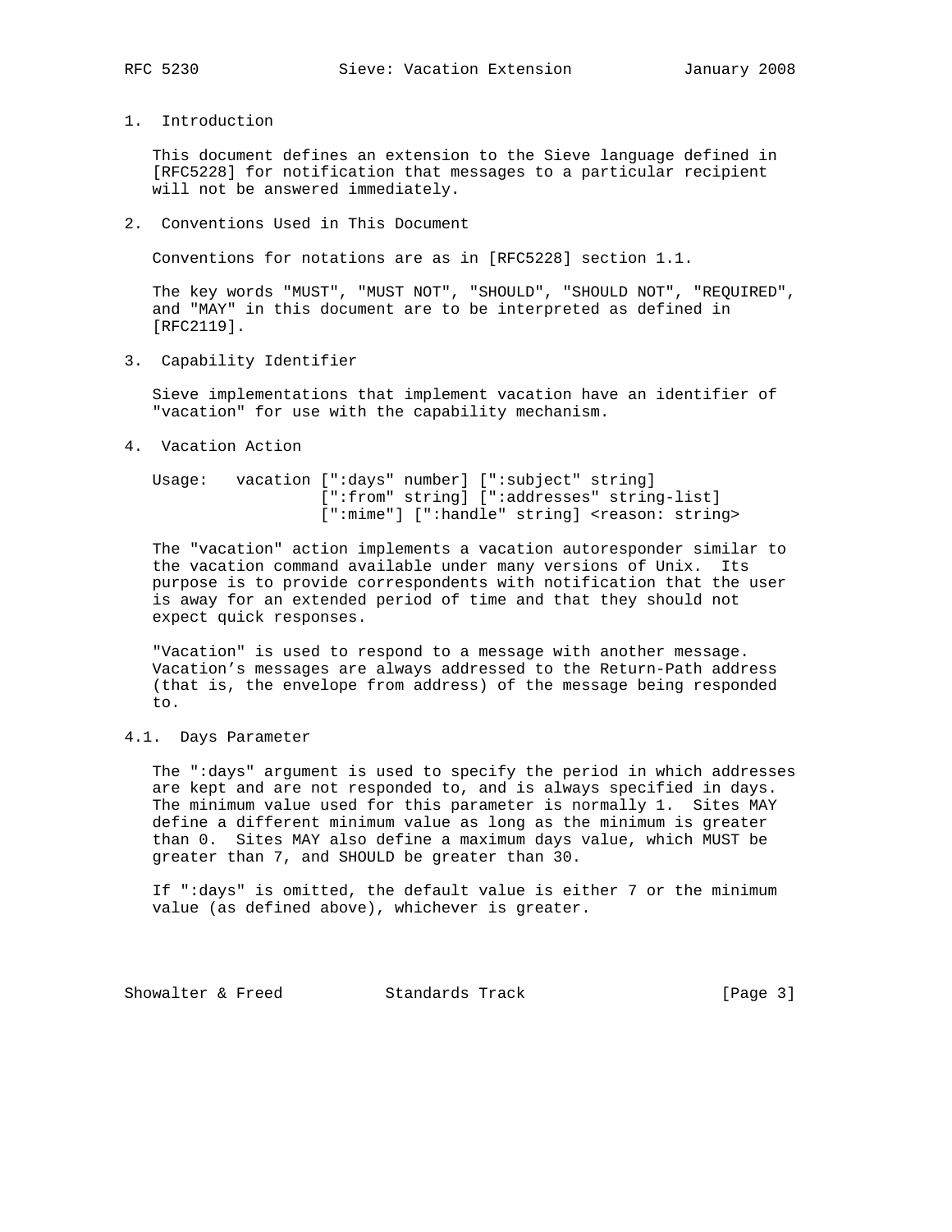## 1. Introduction

This document defines an extension to the Sieve language defined in [RFC5228] for notification that messages to a particular recipient will not be answered immediately.

## 2. Conventions Used in This Document

Conventions for notations are as in [RFC5228] section 1.1.

The key words "MUST", "MUST NOT", "SHOULD", "SHOULD NOT", "REQUIRED", and "MAY" in this document are to be interpreted as defined in [RFC2119].

## 3. Capability Identifier

Sieve implementations that implement vacation have an identifier of "vacation" for use with the capability mechanism.

## 4. Vacation Action

```
Usage:   vacation [":days" number] [":subject" string]
                  [":from" string] [":addresses" string-list]
                  [":mime"] [":handle" string] <reason: string>
```

The "vacation" action implements a vacation autoresponder similar to the vacation command available under many versions of Unix. Its purpose is to provide correspondents with notification that the user is away for an extended period of time and that they should not expect quick responses.

"Vacation" is used to respond to a message with another message. Vacation's messages are always addressed to the Return-Path address (that is, the envelope from address) of the message being responded to.

### 4.1. Days Parameter

The ":days" argument is used to specify the period in which addresses are kept and are not responded to, and is always specified in days. The minimum value used for this parameter is normally 1. Sites MAY define a different minimum value as long as the minimum is greater than 0. Sites MAY also define a maximum days value, which MUST be greater than 7, and SHOULD be greater than 30.

If ":days" is omitted, the default value is either 7 or the minimum value (as defined above), whichever is greater.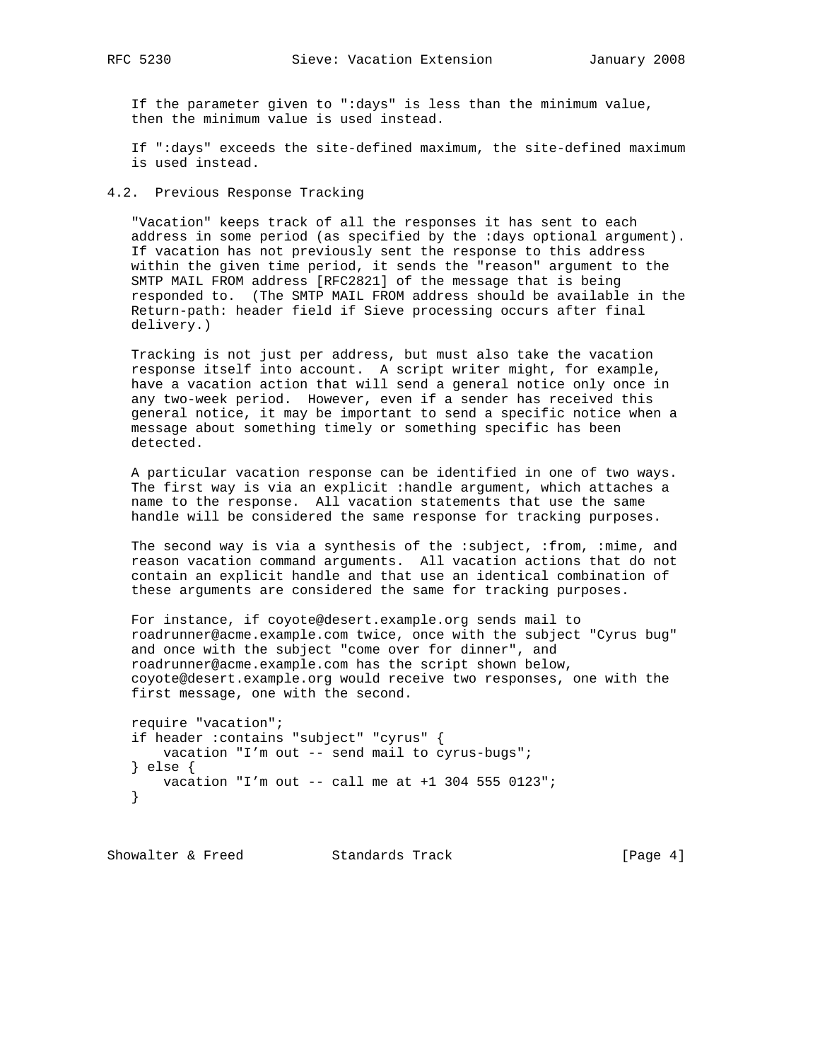If the parameter given to ":days" is less than the minimum value, then the minimum value is used instead.

If ":days" exceeds the site-defined maximum, the site-defined maximum is used instead.

## 4.2. Previous Response Tracking

"Vacation" keeps track of all the responses it has sent to each address in some period (as specified by the :days optional argument). If vacation has not previously sent the response to this address within the given time period, it sends the "reason" argument to the SMTP MAIL FROM address [RFC2821] of the message that is being responded to. (The SMTP MAIL FROM address should be available in the Return-path: header field if Sieve processing occurs after final delivery.)

Tracking is not just per address, but must also take the vacation response itself into account. A script writer might, for example, have a vacation action that will send a general notice only once in any two-week period. However, even if a sender has received this general notice, it may be important to send a specific notice when a message about something timely or something specific has been detected.

A particular vacation response can be identified in one of two ways. The first way is via an explicit :handle argument, which attaches a name to the response. All vacation statements that use the same handle will be considered the same response for tracking purposes.

The second way is via a synthesis of the :subject, :from, :mime, and reason vacation command arguments. All vacation actions that do not contain an explicit handle and that use an identical combination of these arguments are considered the same for tracking purposes.

For instance, if coyote@desert.example.org sends mail to roadrunner@acme.example.com twice, once with the subject "Cyrus bug" and once with the subject "come over for dinner", and roadrunner@acme.example.com has the script shown below, coyote@desert.example.org would receive two responses, one with the first message, one with the second.

```
require "vacation";
if header :contains "subject" "cyrus" {
    vacation "I'm out -- send mail to cyrus-bugs";
} else {
    vacation "I'm out -- call me at +1 304 555 0123";
}
```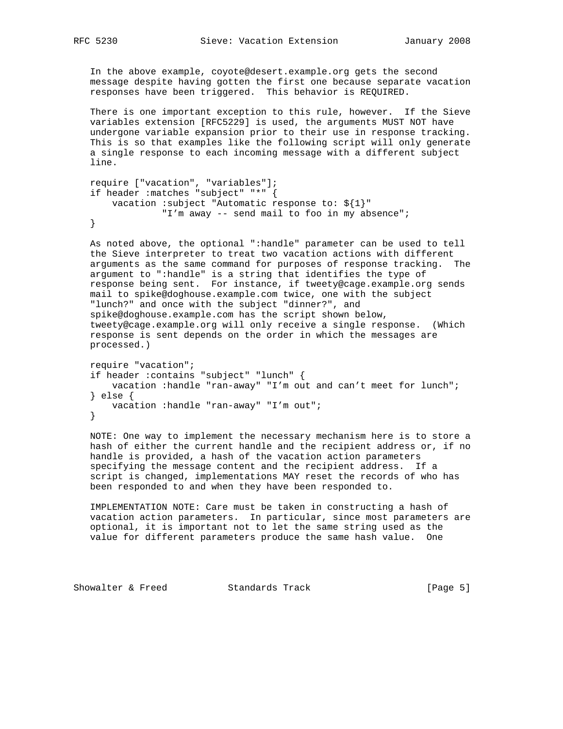In the above example, coyote@desert.example.org gets the second message despite having gotten the first one because separate vacation responses have been triggered. This behavior is REQUIRED.

There is one important exception to this rule, however. If the Sieve variables extension [RFC5229] is used, the arguments MUST NOT have undergone variable expansion prior to their use in response tracking. This is so that examples like the following script will only generate a single response to each incoming message with a different subject line.

```
require ["vacation", "variables"];
if header :matches "subject" "*" {
    vacation :subject "Automatic response to: ${1}"
             "I'm away -- send mail to foo in my absence";
}
```

As noted above, the optional ":handle" parameter can be used to tell the Sieve interpreter to treat two vacation actions with different arguments as the same command for purposes of response tracking. The argument to ":handle" is a string that identifies the type of response being sent. For instance, if tweety@cage.example.org sends mail to spike@doghouse.example.com twice, one with the subject "lunch?" and once with the subject "dinner?", and spike@doghouse.example.com has the script shown below, tweety@cage.example.org will only receive a single response. (Which response is sent depends on the order in which the messages are processed.)

```
require "vacation";
if header :contains "subject" "lunch" {
    vacation :handle "ran-away" "I'm out and can't meet for lunch";
} else {
    vacation :handle "ran-away" "I'm out";
}
```

NOTE: One way to implement the necessary mechanism here is to store a hash of either the current handle and the recipient address or, if no handle is provided, a hash of the vacation action parameters specifying the message content and the recipient address. If a script is changed, implementations MAY reset the records of who has been responded to and when they have been responded to.

IMPLEMENTATION NOTE: Care must be taken in constructing a hash of vacation action parameters. In particular, since most parameters are optional, it is important not to let the same string used as the value for different parameters produce the same hash value. One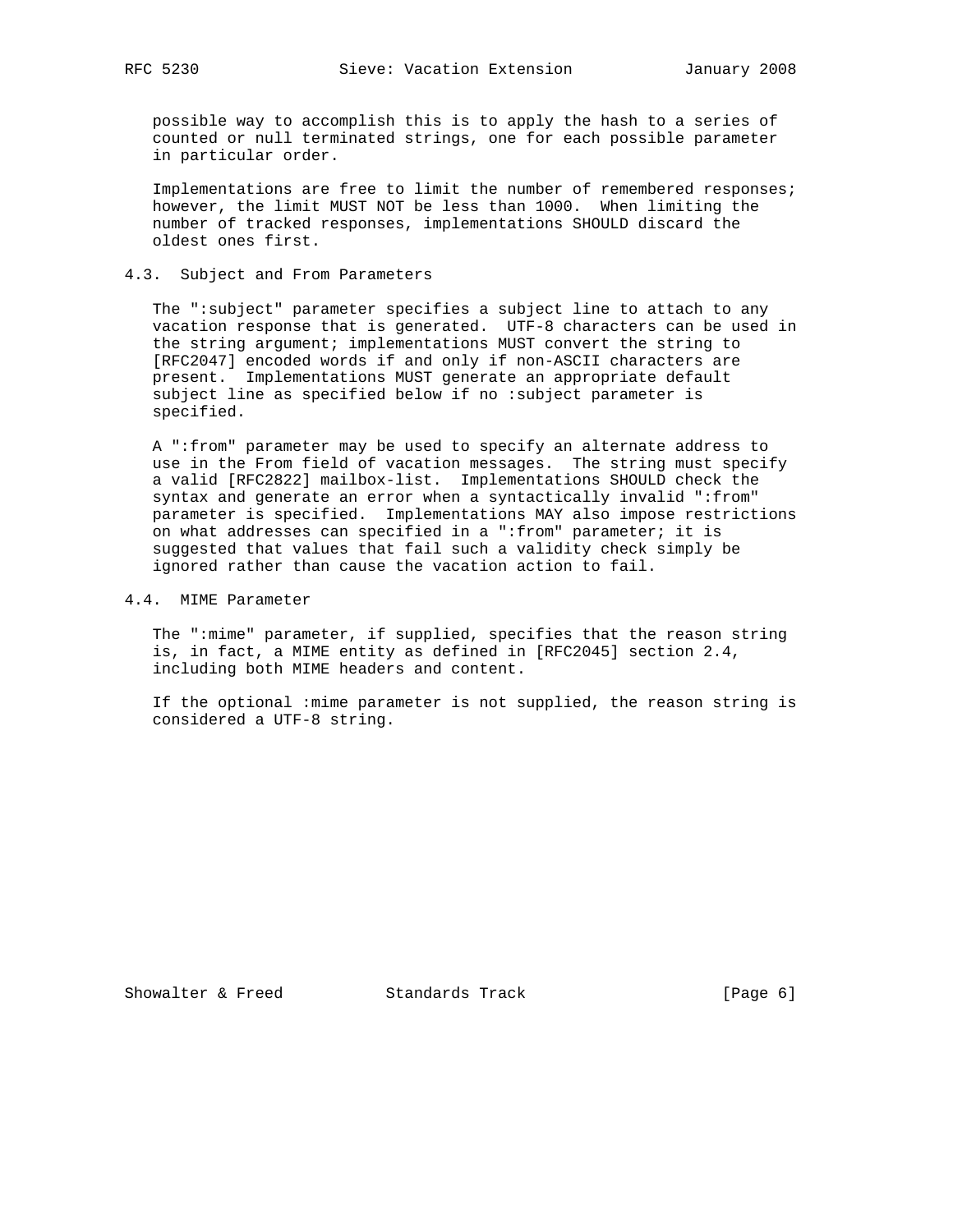possible way to accomplish this is to apply the hash to a series of counted or null terminated strings, one for each possible parameter in particular order.

Implementations are free to limit the number of remembered responses; however, the limit MUST NOT be less than 1000. When limiting the number of tracked responses, implementations SHOULD discard the oldest ones first.

## 4.3. Subject and From Parameters

The ":subject" parameter specifies a subject line to attach to any vacation response that is generated. UTF-8 characters can be used in the string argument; implementations MUST convert the string to [RFC2047] encoded words if and only if non-ASCII characters are present. Implementations MUST generate an appropriate default subject line as specified below if no :subject parameter is specified.

A ":from" parameter may be used to specify an alternate address to use in the From field of vacation messages. The string must specify a valid [RFC2822] mailbox-list. Implementations SHOULD check the syntax and generate an error when a syntactically invalid ":from" parameter is specified. Implementations MAY also impose restrictions on what addresses can specified in a ":from" parameter; it is suggested that values that fail such a validity check simply be ignored rather than cause the vacation action to fail.

## 4.4. MIME Parameter

The ":mime" parameter, if supplied, specifies that the reason string is, in fact, a MIME entity as defined in [RFC2045] section 2.4, including both MIME headers and content.

If the optional :mime parameter is not supplied, the reason string is considered a UTF-8 string.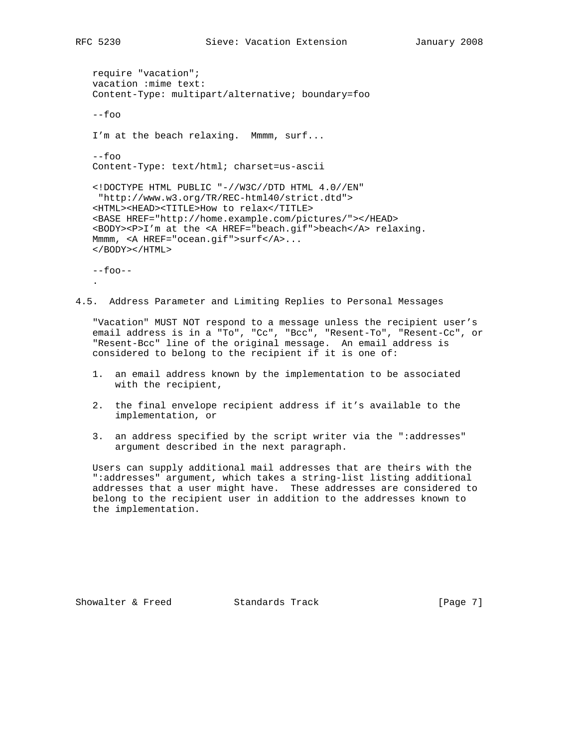```
require "vacation";
vacation :mime text:
Content-Type: multipart/alternative; boundary=foo

--foo

I'm at the beach relaxing.  Mmmm, surf...

--foo
Content-Type: text/html; charset=us-ascii

<!DOCTYPE HTML PUBLIC "-//W3C//DTD HTML 4.0//EN"
 "http://www.w3.org/TR/REC-html40/strict.dtd">
<HTML><HEAD><TITLE>How to relax</TITLE>
<BASE HREF="http://home.example.com/pictures/"></HEAD>
<BODY><P>I'm at the <A HREF="beach.gif">beach</A> relaxing.
Mmmm, <A HREF="ocean.gif">surf</A>...
</BODY></HTML>

--foo--
.
```

## 4.5. Address Parameter and Limiting Replies to Personal Messages

"Vacation" MUST NOT respond to a message unless the recipient user's email address is in a "To", "Cc", "Bcc", "Resent-To", "Resent-Cc", or "Resent-Bcc" line of the original message. An email address is considered to belong to the recipient if it is one of:

1. an email address known by the implementation to be associated with the recipient,
2. the final envelope recipient address if it's available to the implementation, or
3. an address specified by the script writer via the ":addresses" argument described in the next paragraph.

Users can supply additional mail addresses that are theirs with the ":addresses" argument, which takes a string-list listing additional addresses that a user might have. These addresses are considered to belong to the recipient user in addition to the addresses known to the implementation.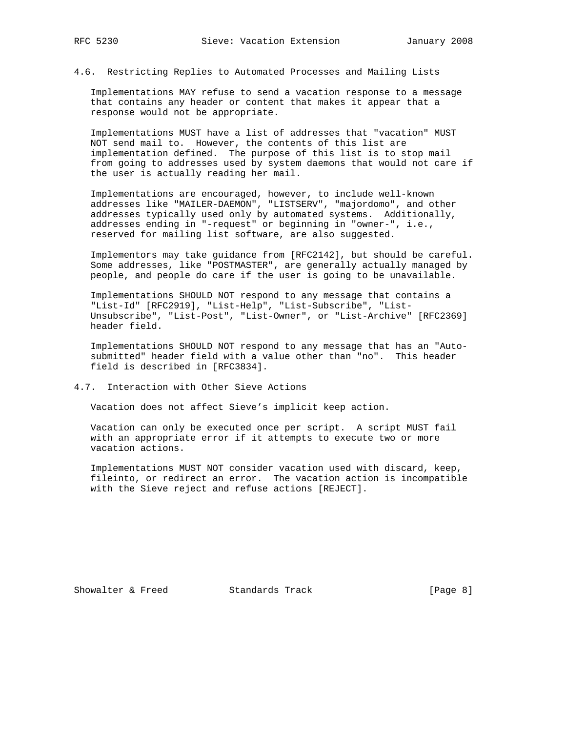### 4.6. Restricting Replies to Automated Processes and Mailing Lists

Implementations MAY refuse to send a vacation response to a message that contains any header or content that makes it appear that a response would not be appropriate.

Implementations MUST have a list of addresses that "vacation" MUST NOT send mail to. However, the contents of this list are implementation defined. The purpose of this list is to stop mail from going to addresses used by system daemons that would not care if the user is actually reading her mail.

Implementations are encouraged, however, to include well-known addresses like "MAILER-DAEMON", "LISTSERV", "majordomo", and other addresses typically used only by automated systems. Additionally, addresses ending in "-request" or beginning in "owner-", i.e., reserved for mailing list software, are also suggested.

Implementors may take guidance from [RFC2142], but should be careful. Some addresses, like "POSTMASTER", are generally actually managed by people, and people do care if the user is going to be unavailable.

Implementations SHOULD NOT respond to any message that contains a "List-Id" [RFC2919], "List-Help", "List-Subscribe", "List-Unsubscribe", "List-Post", "List-Owner", or "List-Archive" [RFC2369] header field.

Implementations SHOULD NOT respond to any message that has an "Auto-submitted" header field with a value other than "no". This header field is described in [RFC3834].

### 4.7. Interaction with Other Sieve Actions

Vacation does not affect Sieve's implicit keep action.

Vacation can only be executed once per script. A script MUST fail with an appropriate error if it attempts to execute two or more vacation actions.

Implementations MUST NOT consider vacation used with discard, keep, fileinto, or redirect an error. The vacation action is incompatible with the Sieve reject and refuse actions [REJECT].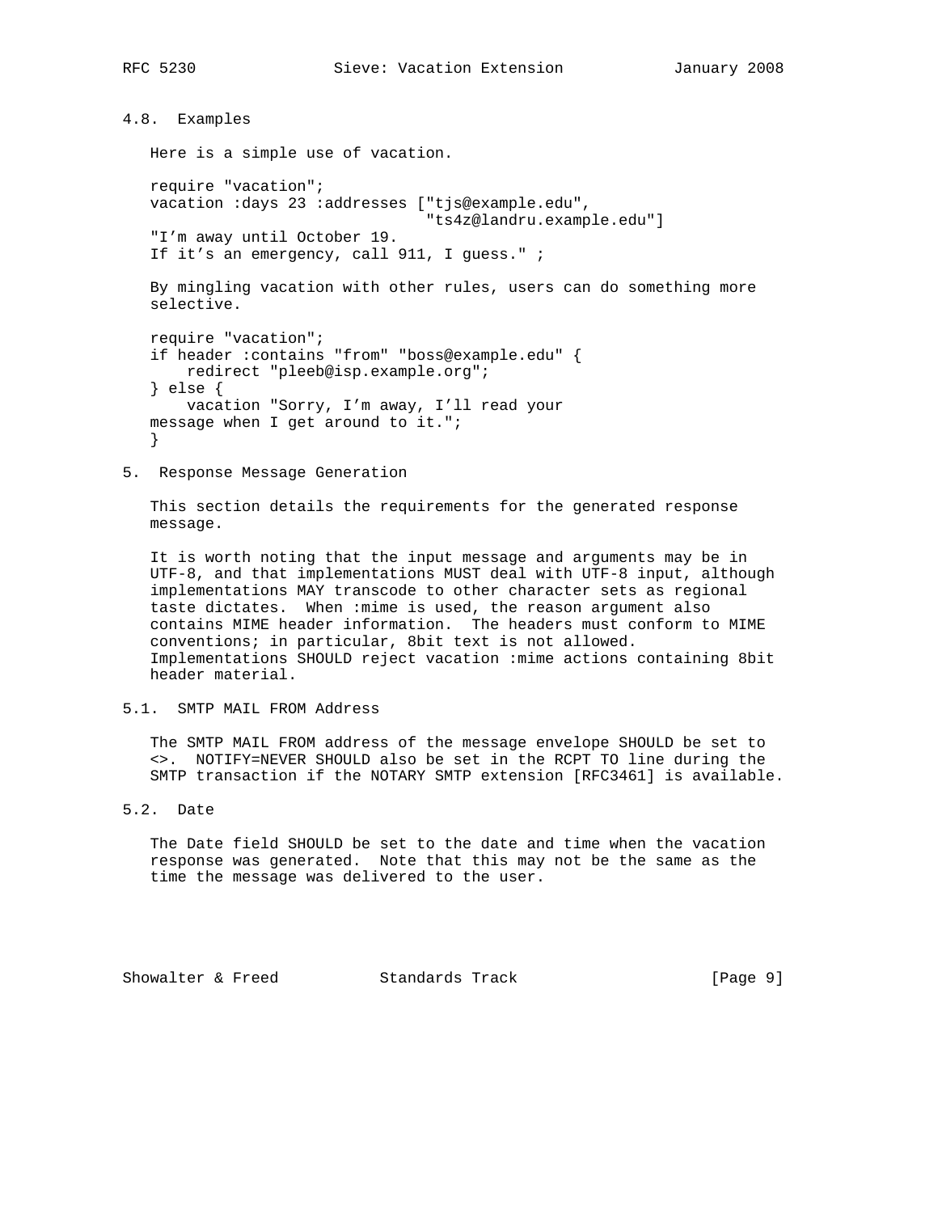### 4.8. Examples

Here is a simple use of vacation.

```
require "vacation";
vacation :days 23 :addresses ["tjs@example.edu",
                              "ts4z@landru.example.edu"]
"I’m away until October 19.
If it’s an emergency, call 911, I guess." ;
```

By mingling vacation with other rules, users can do something more selective.

```
require "vacation";
if header :contains "from" "boss@example.edu" {
    redirect "pleeb@isp.example.org";
} else {
    vacation "Sorry, I’m away, I’ll read your
message when I get around to it.";
}
```

## 5. Response Message Generation

This section details the requirements for the generated response message.

It is worth noting that the input message and arguments may be in UTF-8, and that implementations MUST deal with UTF-8 input, although implementations MAY transcode to other character sets as regional taste dictates. When :mime is used, the reason argument also contains MIME header information. The headers must conform to MIME conventions; in particular, 8bit text is not allowed. Implementations SHOULD reject vacation :mime actions containing 8bit header material.

### 5.1. SMTP MAIL FROM Address

The SMTP MAIL FROM address of the message envelope SHOULD be set to <>. NOTIFY=NEVER SHOULD also be set in the RCPT TO line during the SMTP transaction if the NOTARY SMTP extension [RFC3461] is available.

### 5.2. Date

The Date field SHOULD be set to the date and time when the vacation response was generated. Note that this may not be the same as the time the message was delivered to the user.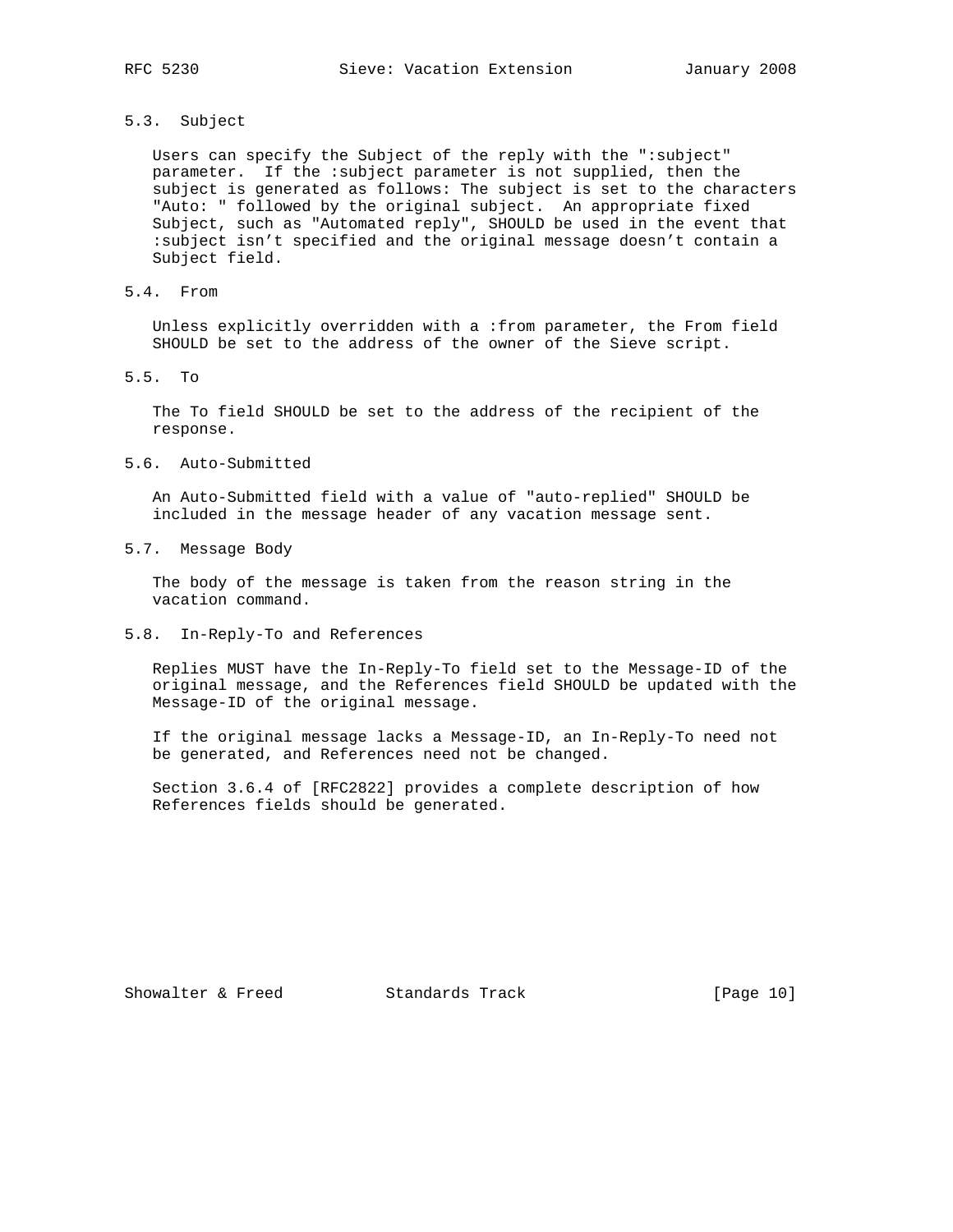### 5.3. Subject

Users can specify the Subject of the reply with the ":subject" parameter. If the :subject parameter is not supplied, then the subject is generated as follows: The subject is set to the characters "Auto: " followed by the original subject. An appropriate fixed Subject, such as "Automated reply", SHOULD be used in the event that :subject isn't specified and the original message doesn't contain a Subject field.

### 5.4. From

Unless explicitly overridden with a :from parameter, the From field SHOULD be set to the address of the owner of the Sieve script.

### 5.5. To

The To field SHOULD be set to the address of the recipient of the response.

### 5.6. Auto-Submitted

An Auto-Submitted field with a value of "auto-replied" SHOULD be included in the message header of any vacation message sent.

### 5.7. Message Body

The body of the message is taken from the reason string in the vacation command.

### 5.8. In-Reply-To and References

Replies MUST have the In-Reply-To field set to the Message-ID of the original message, and the References field SHOULD be updated with the Message-ID of the original message.

If the original message lacks a Message-ID, an In-Reply-To need not be generated, and References need not be changed.

Section 3.6.4 of [RFC2822] provides a complete description of how References fields should be generated.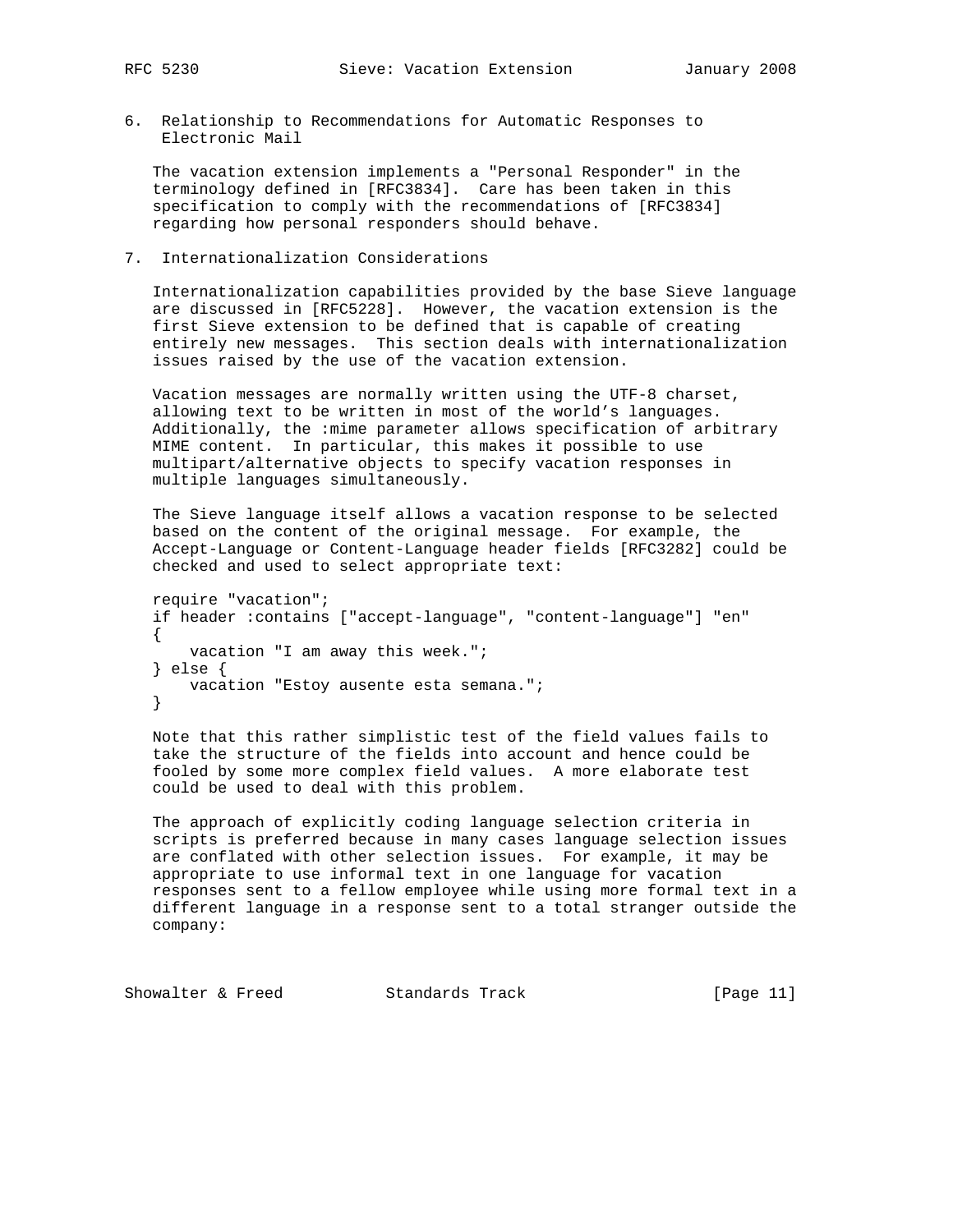## 6. Relationship to Recommendations for Automatic Responses to Electronic Mail

The vacation extension implements a "Personal Responder" in the terminology defined in [RFC3834]. Care has been taken in this specification to comply with the recommendations of [RFC3834] regarding how personal responders should behave.

## 7. Internationalization Considerations

Internationalization capabilities provided by the base Sieve language are discussed in [RFC5228]. However, the vacation extension is the first Sieve extension to be defined that is capable of creating entirely new messages. This section deals with internationalization issues raised by the use of the vacation extension.

Vacation messages are normally written using the UTF-8 charset, allowing text to be written in most of the world's languages. Additionally, the :mime parameter allows specification of arbitrary MIME content. In particular, this makes it possible to use multipart/alternative objects to specify vacation responses in multiple languages simultaneously.

The Sieve language itself allows a vacation response to be selected based on the content of the original message. For example, the Accept-Language or Content-Language header fields [RFC3282] could be checked and used to select appropriate text:

```
require "vacation";
if header :contains ["accept-language", "content-language"] "en"
{
    vacation "I am away this week.";
} else {
    vacation "Estoy ausente esta semana.";
}
```

Note that this rather simplistic test of the field values fails to take the structure of the fields into account and hence could be fooled by some more complex field values. A more elaborate test could be used to deal with this problem.

The approach of explicitly coding language selection criteria in scripts is preferred because in many cases language selection issues are conflated with other selection issues. For example, it may be appropriate to use informal text in one language for vacation responses sent to a fellow employee while using more formal text in a different language in a response sent to a total stranger outside the company: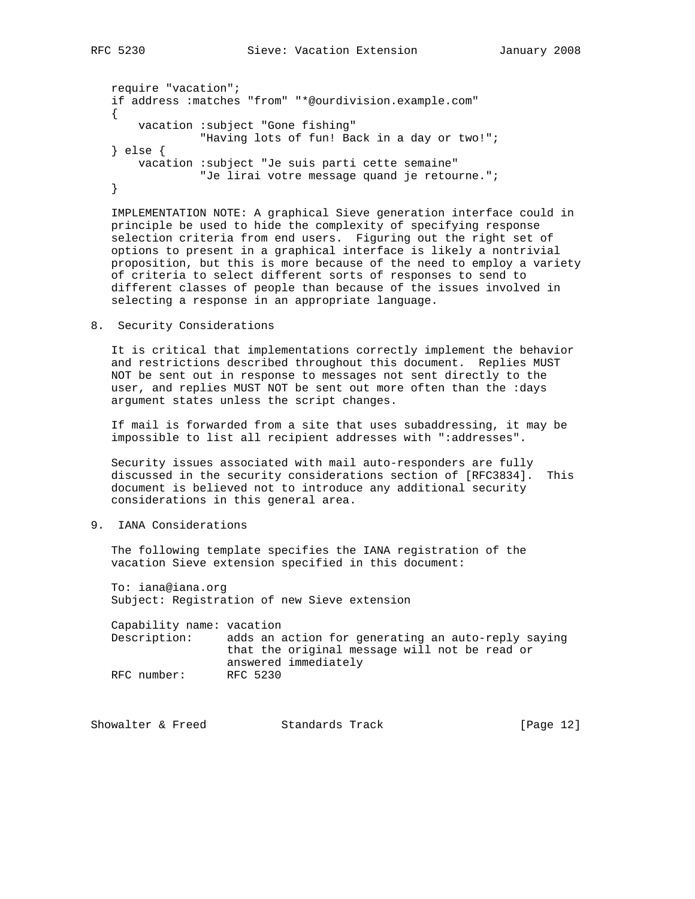```
require "vacation";
if address :matches "from" "*@ourdivision.example.com"
{
    vacation :subject "Gone fishing"
             "Having lots of fun! Back in a day or two!";
} else {
    vacation :subject "Je suis parti cette semaine"
             "Je lirai votre message quand je retourne.";
}
```

IMPLEMENTATION NOTE: A graphical Sieve generation interface could in principle be used to hide the complexity of specifying response selection criteria from end users. Figuring out the right set of options to present in a graphical interface is likely a nontrivial proposition, but this is more because of the need to employ a variety of criteria to select different sorts of responses to send to different classes of people than because of the issues involved in selecting a response in an appropriate language.

## 8. Security Considerations

It is critical that implementations correctly implement the behavior and restrictions described throughout this document. Replies MUST NOT be sent out in response to messages not sent directly to the user, and replies MUST NOT be sent out more often than the :days argument states unless the script changes.

If mail is forwarded from a site that uses subaddressing, it may be impossible to list all recipient addresses with ":addresses".

Security issues associated with mail auto-responders are fully discussed in the security considerations section of [RFC3834]. This document is believed not to introduce any additional security considerations in this general area.

## 9. IANA Considerations

The following template specifies the IANA registration of the vacation Sieve extension specified in this document:

```
To: iana@iana.org
Subject: Registration of new Sieve extension

Capability name: vacation
Description:     adds an action for generating an auto-reply saying
                 that the original message will not be read or
                 answered immediately
RFC number:      RFC 5230
```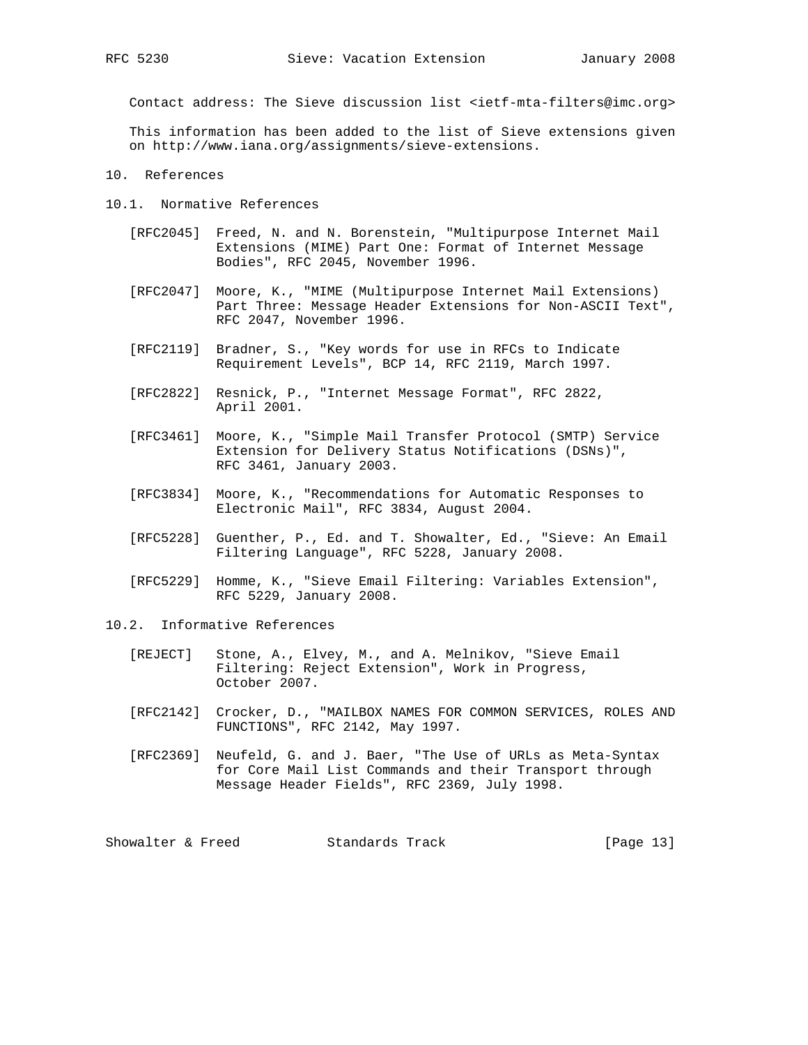Contact address: The Sieve discussion list <ietf-mta-filters@imc.org>

This information has been added to the list of Sieve extensions given on http://www.iana.org/assignments/sieve-extensions.

# 10. References

## 10.1. Normative References

[RFC2045] Freed, N. and N. Borenstein, "Multipurpose Internet Mail Extensions (MIME) Part One: Format of Internet Message Bodies", RFC 2045, November 1996.

[RFC2047] Moore, K., "MIME (Multipurpose Internet Mail Extensions) Part Three: Message Header Extensions for Non-ASCII Text", RFC 2047, November 1996.

[RFC2119] Bradner, S., "Key words for use in RFCs to Indicate Requirement Levels", BCP 14, RFC 2119, March 1997.

[RFC2822] Resnick, P., "Internet Message Format", RFC 2822, April 2001.

[RFC3461] Moore, K., "Simple Mail Transfer Protocol (SMTP) Service Extension for Delivery Status Notifications (DSNs)", RFC 3461, January 2003.

[RFC3834] Moore, K., "Recommendations for Automatic Responses to Electronic Mail", RFC 3834, August 2004.

[RFC5228] Guenther, P., Ed. and T. Showalter, Ed., "Sieve: An Email Filtering Language", RFC 5228, January 2008.

[RFC5229] Homme, K., "Sieve Email Filtering: Variables Extension", RFC 5229, January 2008.

## 10.2. Informative References

[REJECT] Stone, A., Elvey, M., and A. Melnikov, "Sieve Email Filtering: Reject Extension", Work in Progress, October 2007.

[RFC2142] Crocker, D., "MAILBOX NAMES FOR COMMON SERVICES, ROLES AND FUNCTIONS", RFC 2142, May 1997.

[RFC2369] Neufeld, G. and J. Baer, "The Use of URLs as Meta-Syntax for Core Mail List Commands and their Transport through Message Header Fields", RFC 2369, July 1998.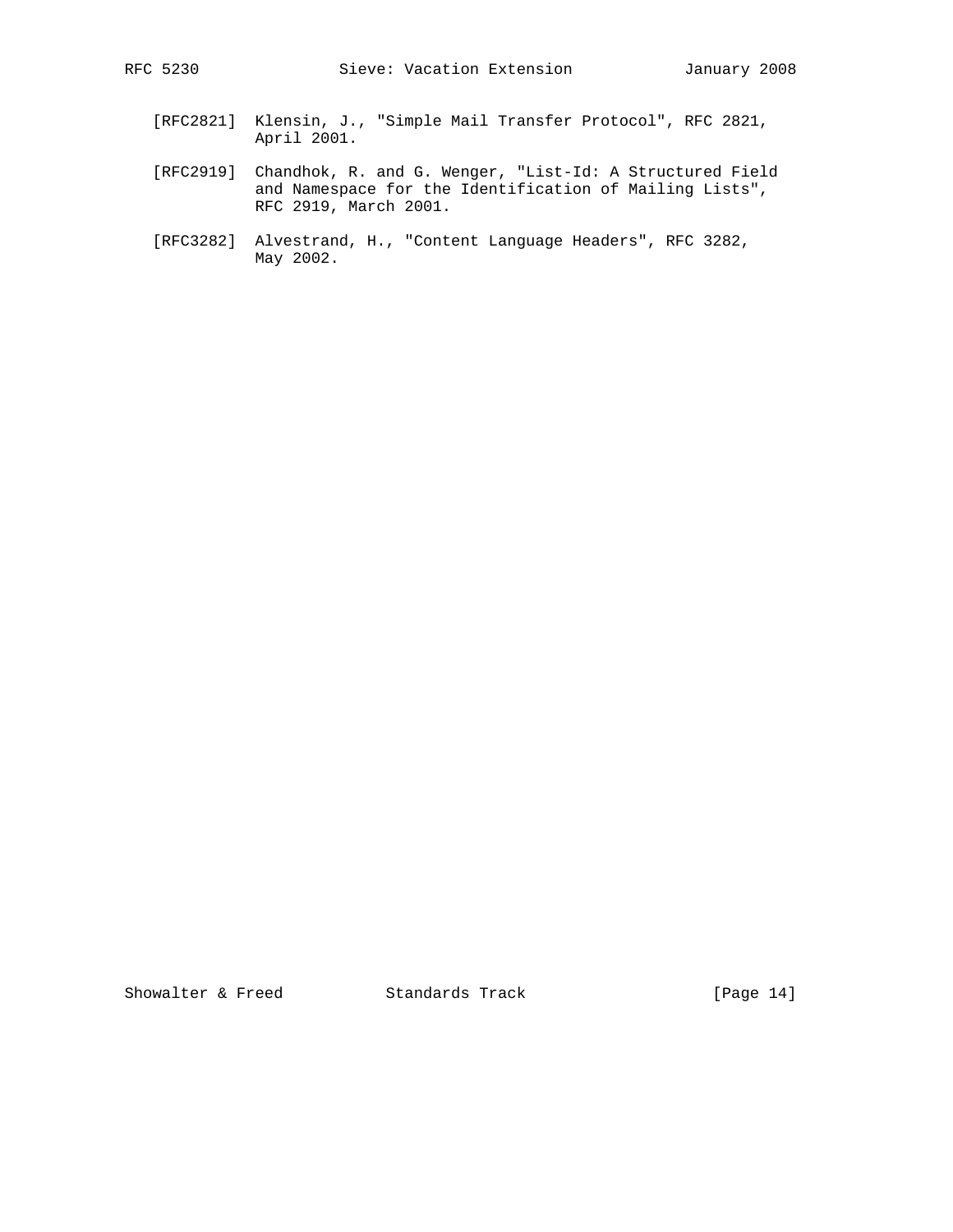[RFC2821] Klensin, J., "Simple Mail Transfer Protocol", RFC 2821, April 2001.

[RFC2919] Chandhok, R. and G. Wenger, "List-Id: A Structured Field and Namespace for the Identification of Mailing Lists", RFC 2919, March 2001.

[RFC3282] Alvestrand, H., "Content Language Headers", RFC 3282, May 2002.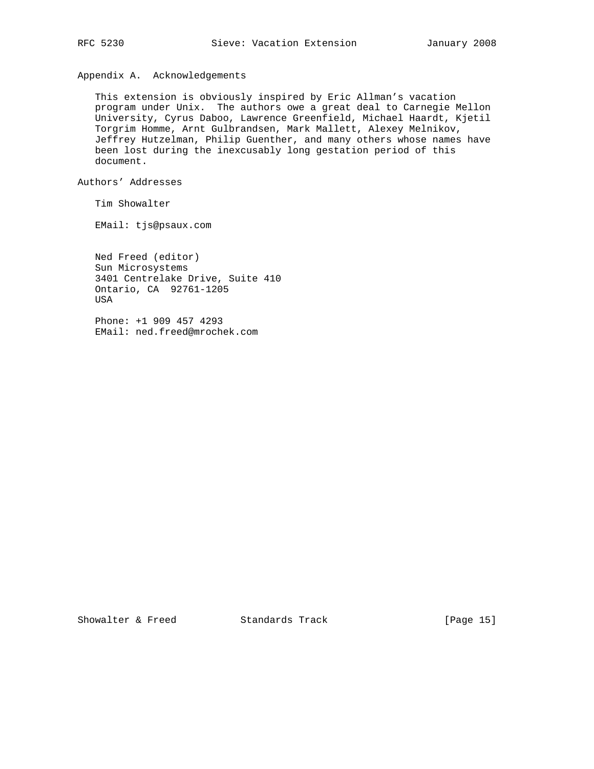## Appendix A. Acknowledgements

This extension is obviously inspired by Eric Allman's vacation program under Unix. The authors owe a great deal to Carnegie Mellon University, Cyrus Daboo, Lawrence Greenfield, Michael Haardt, Kjetil Torgrim Homme, Arnt Gulbrandsen, Mark Mallett, Alexey Melnikov, Jeffrey Hutzelman, Philip Guenther, and many others whose names have been lost during the inexcusably long gestation period of this document.

## Authors' Addresses

Tim Showalter

EMail: tjs@psaux.com

Ned Freed (editor)
Sun Microsystems
3401 Centrelake Drive, Suite 410
Ontario, CA 92761-1205
USA

Phone: +1 909 457 4293
EMail: ned.freed@mrochek.com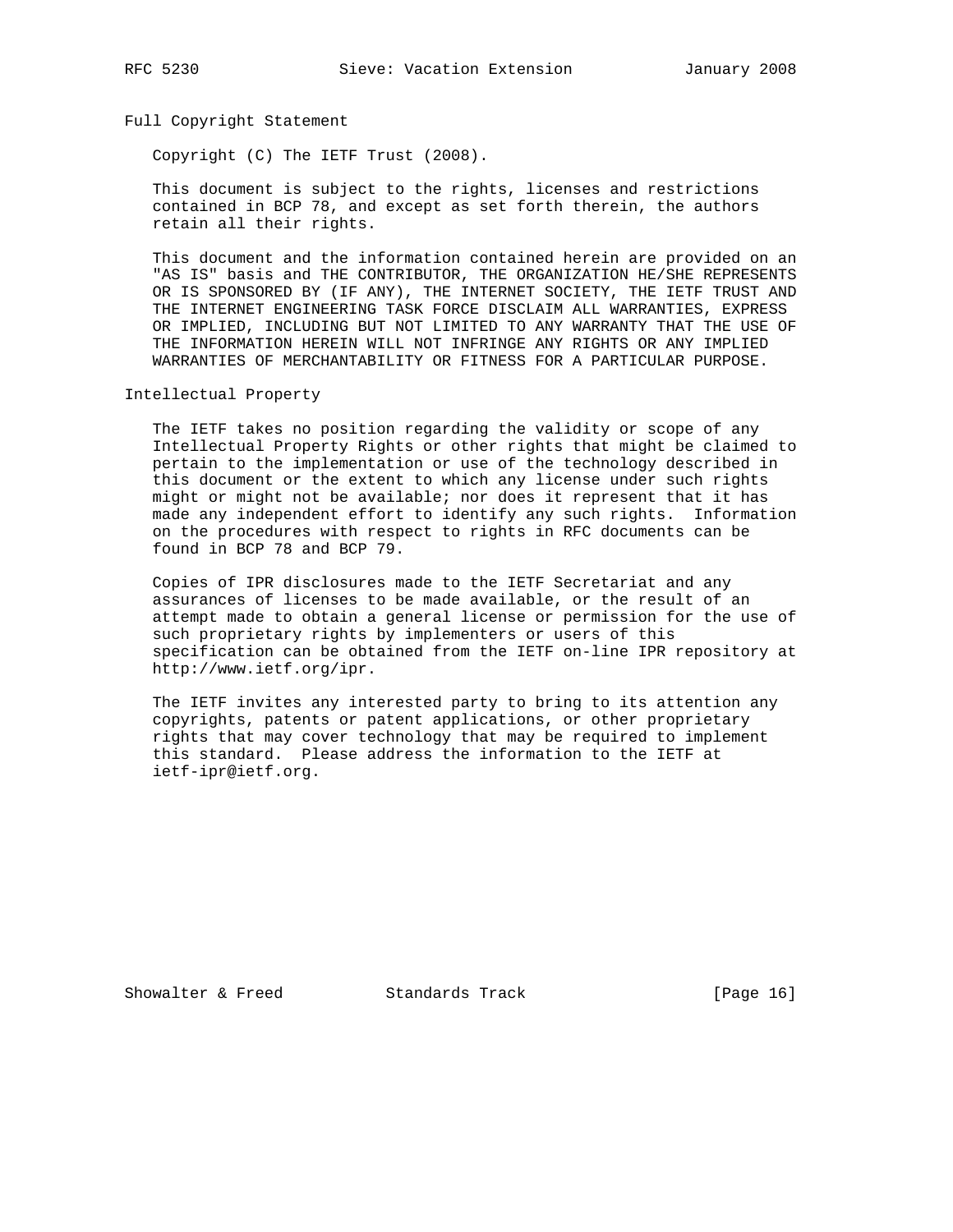## Full Copyright Statement

Copyright (C) The IETF Trust (2008).

This document is subject to the rights, licenses and restrictions contained in BCP 78, and except as set forth therein, the authors retain all their rights.

This document and the information contained herein are provided on an "AS IS" basis and THE CONTRIBUTOR, THE ORGANIZATION HE/SHE REPRESENTS OR IS SPONSORED BY (IF ANY), THE INTERNET SOCIETY, THE IETF TRUST AND THE INTERNET ENGINEERING TASK FORCE DISCLAIM ALL WARRANTIES, EXPRESS OR IMPLIED, INCLUDING BUT NOT LIMITED TO ANY WARRANTY THAT THE USE OF THE INFORMATION HEREIN WILL NOT INFRINGE ANY RIGHTS OR ANY IMPLIED WARRANTIES OF MERCHANTABILITY OR FITNESS FOR A PARTICULAR PURPOSE.

## Intellectual Property

The IETF takes no position regarding the validity or scope of any Intellectual Property Rights or other rights that might be claimed to pertain to the implementation or use of the technology described in this document or the extent to which any license under such rights might or might not be available; nor does it represent that it has made any independent effort to identify any such rights. Information on the procedures with respect to rights in RFC documents can be found in BCP 78 and BCP 79.

Copies of IPR disclosures made to the IETF Secretariat and any assurances of licenses to be made available, or the result of an attempt made to obtain a general license or permission for the use of such proprietary rights by implementers or users of this specification can be obtained from the IETF on-line IPR repository at http://www.ietf.org/ipr.

The IETF invites any interested party to bring to its attention any copyrights, patents or patent applications, or other proprietary rights that may cover technology that may be required to implement this standard. Please address the information to the IETF at ietf-ipr@ietf.org.